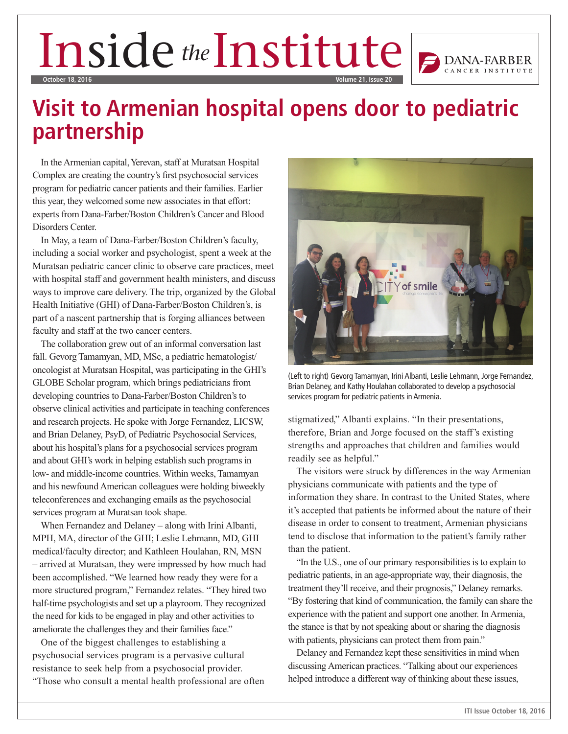# Inside the Institute

October 18, 2016 — Volume 21, Issue 20

## Visit to Armenian hospital opens door to pediatric partnership

In the Armenian capital, Yerevan, staff at Muratsan Hospital Complex are creating the country's first psychosocial services program for pediatric cancer patients and their families. Earlier this year, they welcomed some new associates in that effort: experts from Dana-Farber/Boston Children's Cancer and Blood Disorders Center.

In May, a team of Dana-Farber/Boston Children's faculty, including a social worker and psychologist, spent a week at the Muratsan pediatric cancer clinic to observe care practices, meet with hospital staff and government health ministers, and discuss ways to improve care delivery. The trip, organized by the Global Health Initiative (GHI) of Dana-Farber/Boston Children's, is part of a nascent partnership that is forging alliances between faculty and staff at the two cancer centers.

The collaboration grew out of an informal conversation last fall. Gevorg Tamamyan, MD, MSc, a pediatric hematologist/oncologist at Muratsan Hospital, was participating in the GHI's GLOBE Scholar program, which brings pediatricians from developing countries to Dana-Farber/Boston Children's to observe clinical activities and participate in teaching conferences and research projects. He spoke with Jorge Fernandez, LICSW, and Brian Delaney, PsyD, of Pediatric Psychosocial Services, about his hospital's plans for a psychosocial services program and about GHI's work in helping establish such programs in low- and middle-income countries. Within weeks, Tamamyan and his newfound American colleagues were holding biweekly teleconferences and exchanging emails as the psychosocial services program at Muratsan took shape.

When Fernandez and Delaney – along with Irini Albanti, MPH, MA, director of the GHI; Leslie Lehmann, MD, GHI medical/faculty director; and Kathleen Houlahan, RN, MSN – arrived at Muratsan, they were impressed by how much had been accomplished. "We learned how ready they were for a more structured program," Fernandez relates. "They hired two half-time psychologists and set up a playroom. They recognized the need for kids to be engaged in play and other activities to ameliorate the challenges they and their families face."

One of the biggest challenges to establishing a psychosocial services program is a pervasive cultural resistance to seek help from a psychosocial provider. "Those who consult a mental health professional are often stigmatized," Albanti explains. "In their presentations, therefore, Brian and Jorge focused on the staff's existing strengths and approaches that children and families would readily see as helpful."

(Left to right) Gevorg Tamamyan, Irini Albanti, Leslie Lehmann, Jorge Fernandez, Brian Delaney, and Kathy Houlahan collaborated to develop a psychosocial services program for pediatric patients in Armenia.

The visitors were struck by differences in the way Armenian physicians communicate with patients and the type of information they share. In contrast to the United States, where it's accepted that patients be informed about the nature of their disease in order to consent to treatment, Armenian physicians tend to disclose that information to the patient's family rather than the patient.

"In the U.S., one of our primary responsibilities is to explain to pediatric patients, in an age-appropriate way, their diagnosis, the treatment they'll receive, and their prognosis," Delaney remarks. "By fostering that kind of communication, the family can share the experience with the patient and support one another. In Armenia, the stance is that by not speaking about or sharing the diagnosis with patients, physicians can protect them from pain."

Delaney and Fernandez kept these sensitivities in mind when discussing American practices. "Talking about our experiences helped introduce a different way of thinking about these issues,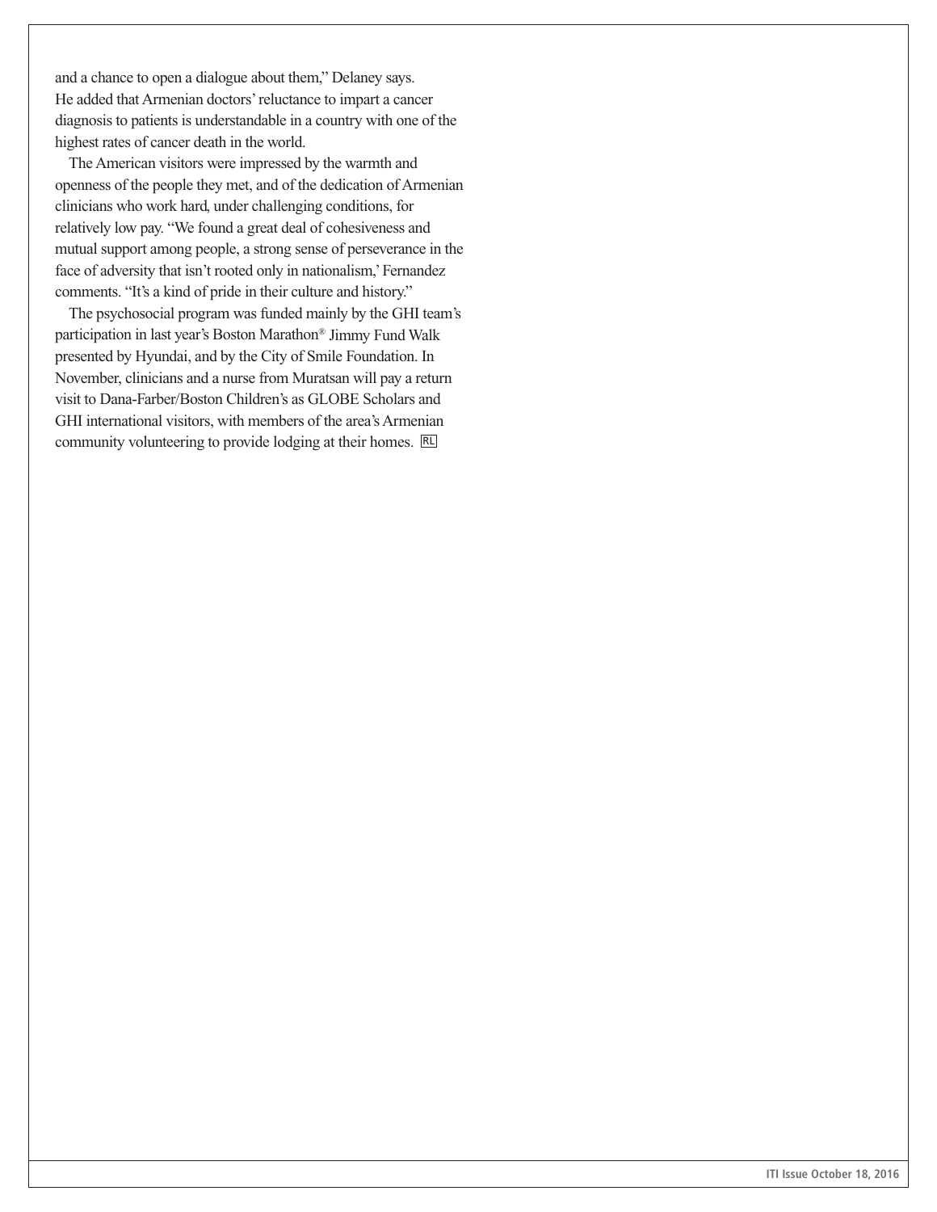and a chance to open a dialogue about them," Delaney says. He added that Armenian doctors' reluctance to impart a cancer diagnosis to patients is understandable in a country with one of the highest rates of cancer death in the world.

The American visitors were impressed by the warmth and openness of the people they met, and of the dedication of Armenian clinicians who work hard, under challenging conditions, for relatively low pay. "We found a great deal of cohesiveness and mutual support among people, a strong sense of perseverance in the face of adversity that isn't rooted only in nationalism,' Fernandez comments. "It's a kind of pride in their culture and history."

The psychosocial program was funded mainly by the GHI team's participation in last year's Boston Marathon® Jimmy Fund Walk presented by Hyundai, and by the City of Smile Foundation. In November, clinicians and a nurse from Muratsan will pay a return visit to Dana-Farber/Boston Children's as GLOBE Scholars and GHI international visitors, with members of the area's Armenian community volunteering to provide lodging at their homes. RL